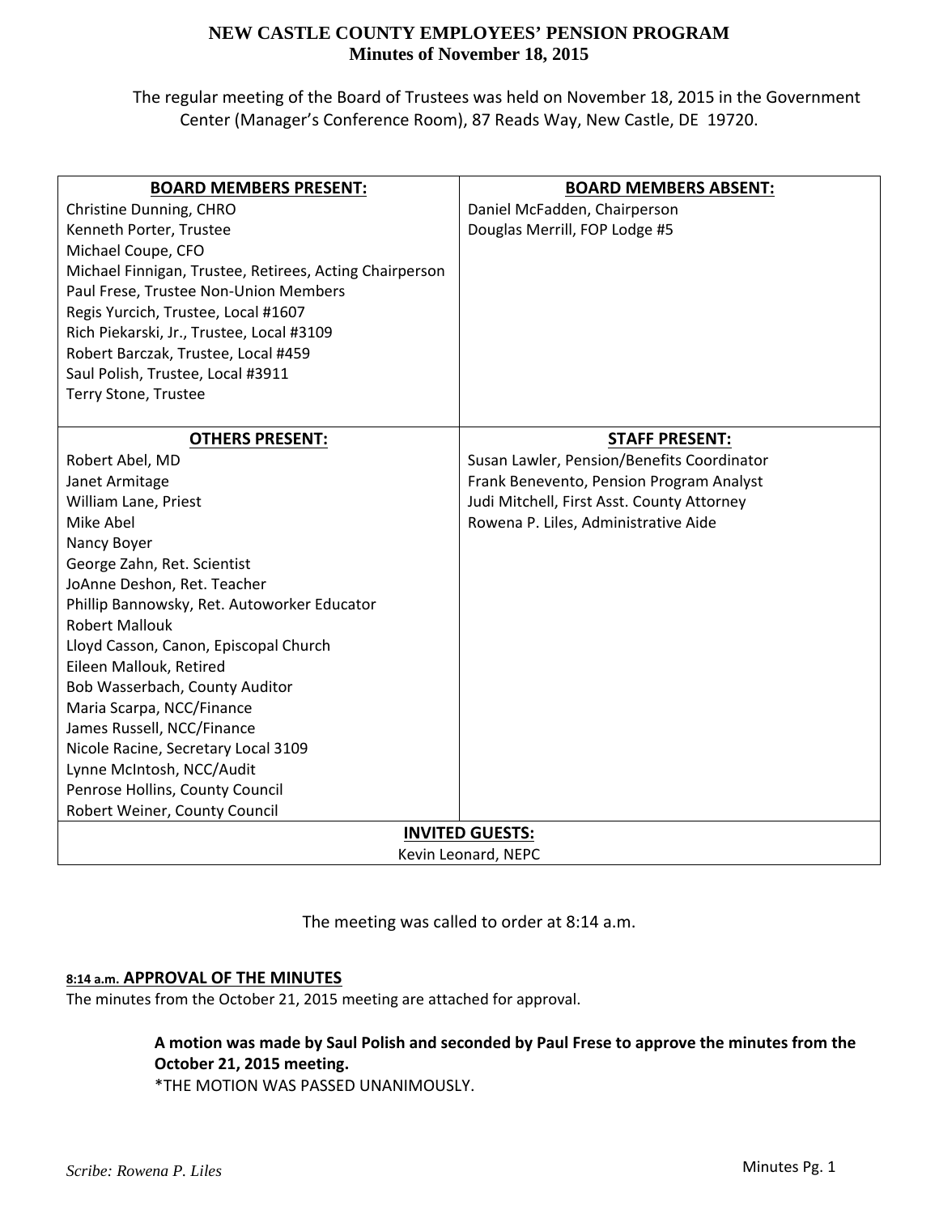# NEW CASTLE COUNTY EMPLOYEES' PENSION PROGRAM
## Minutes of November 18, 2015

The regular meeting of the Board of Trustees was held on November 18, 2015 in the Government Center (Manager's Conference Room), 87 Reads Way, New Castle, DE 19720.

| BOARD MEMBERS PRESENT: | BOARD MEMBERS ABSENT: |
|---|---|
| Christine Dunning, CHRO | Daniel McFadden, Chairperson |
| Kenneth Porter, Trustee | Douglas Merrill, FOP Lodge #5 |
| Michael Coupe, CFO | |
| Michael Finnigan, Trustee, Retirees, Acting Chairperson | |
| Paul Frese, Trustee Non-Union Members | |
| Regis Yurcich, Trustee, Local #1607 | |
| Rich Piekarski, Jr., Trustee, Local #3109 | |
| Robert Barczak, Trustee, Local #459 | |
| Saul Polish, Trustee, Local #3911 | |
| Terry Stone, Trustee | |
| **OTHERS PRESENT:** | **STAFF PRESENT:** |
| Robert Abel, MD | Susan Lawler, Pension/Benefits Coordinator |
| Janet Armitage | Frank Benevento, Pension Program Analyst |
| William Lane, Priest | Judi Mitchell, First Asst. County Attorney |
| Mike Abel | Rowena P. Liles, Administrative Aide |
| Nancy Boyer | |
| George Zahn, Ret. Scientist | |
| JoAnne Deshon, Ret. Teacher | |
| Phillip Bannowsky, Ret. Autoworker Educator | |
| Robert Mallouk | |
| Lloyd Casson, Canon, Episcopal Church | |
| Eileen Mallouk, Retired | |
| Bob Wasserbach, County Auditor | |
| Maria Scarpa, NCC/Finance | |
| James Russell, NCC/Finance | |
| Nicole Racine, Secretary Local 3109 | |
| Lynne McIntosh, NCC/Audit | |
| Penrose Hollins, County Council | |
| Robert Weiner, County Council | |
| **INVITED GUESTS:** | |
| Kevin Leonard, NEPC | |

The meeting was called to order at 8:14 a.m.

**8:14 a.m. APPROVAL OF THE MINUTES**

The minutes from the October 21, 2015 meeting are attached for approval.

> **A motion was made by Saul Polish and seconded by Paul Frese to approve the minutes from the October 21, 2015 meeting.**
> *THE MOTION WAS PASSED UNANIMOUSLY.

*Scribe: Rowena P. Liles*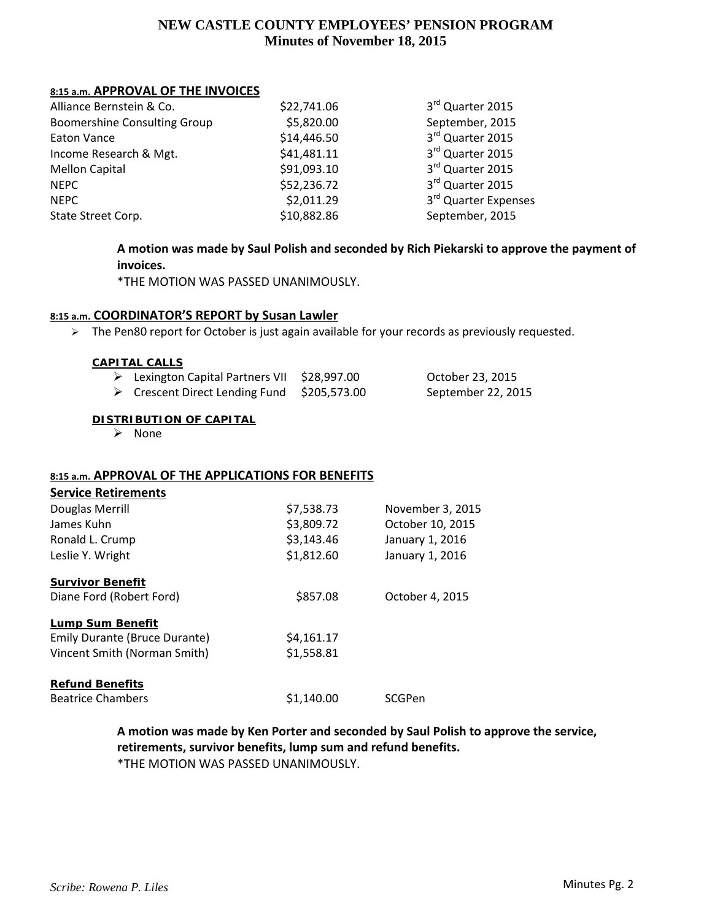# NEW CASTLE COUNTY EMPLOYEES' PENSION PROGRAM
## Minutes of November 18, 2015

### 8:15 a.m. APPROVAL OF THE INVOICES

| | | |
|---|---|---|
| Alliance Bernstein & Co. | $22,741.06 | 3rd Quarter 2015 |
| Boomershine Consulting Group | $5,820.00 | September, 2015 |
| Eaton Vance | $14,446.50 | 3rd Quarter 2015 |
| Income Research & Mgt. | $41,481.11 | 3rd Quarter 2015 |
| Mellon Capital | $91,093.10 | 3rd Quarter 2015 |
| NEPC | $52,236.72 | 3rd Quarter 2015 |
| NEPC | $2,011.29 | 3rd Quarter Expenses |
| State Street Corp. | $10,882.86 | September, 2015 |

**A motion was made by Saul Polish and seconded by Rich Piekarski to approve the payment of invoices.**
*THE MOTION WAS PASSED UNANIMOUSLY.

### 8:15 a.m. COORDINATOR'S REPORT by Susan Lawler

- The Pen80 report for October is just again available for your records as previously requested.

**CAPITAL CALLS**

| | | |
|---|---|---|
| Lexington Capital Partners VII | $28,997.00 | October 23, 2015 |
| Crescent Direct Lending Fund | $205,573.00 | September 22, 2015 |

**DISTRIBUTION OF CAPITAL**

- None

### 8:15 a.m. APPROVAL OF THE APPLICATIONS FOR BENEFITS

**Service Retirements**

| | | |
|---|---|---|
| Douglas Merrill | $7,538.73 | November 3, 2015 |
| James Kuhn | $3,809.72 | October 10, 2015 |
| Ronald L. Crump | $3,143.46 | January 1, 2016 |
| Leslie Y. Wright | $1,812.60 | January 1, 2016 |

**Survivor Benefit**

| | | |
|---|---|---|
| Diane Ford (Robert Ford) | $857.08 | October 4, 2015 |

**Lump Sum Benefit**

| | |
|---|---|
| Emily Durante (Bruce Durante) | $4,161.17 |
| Vincent Smith (Norman Smith) | $1,558.81 |

**Refund Benefits**

| | | |
|---|---|---|
| Beatrice Chambers | $1,140.00 | SCGPen |

**A motion was made by Ken Porter and seconded by Saul Polish to approve the service, retirements, survivor benefits, lump sum and refund benefits.**
*THE MOTION WAS PASSED UNANIMOUSLY.

*Scribe: Rowena P. Liles*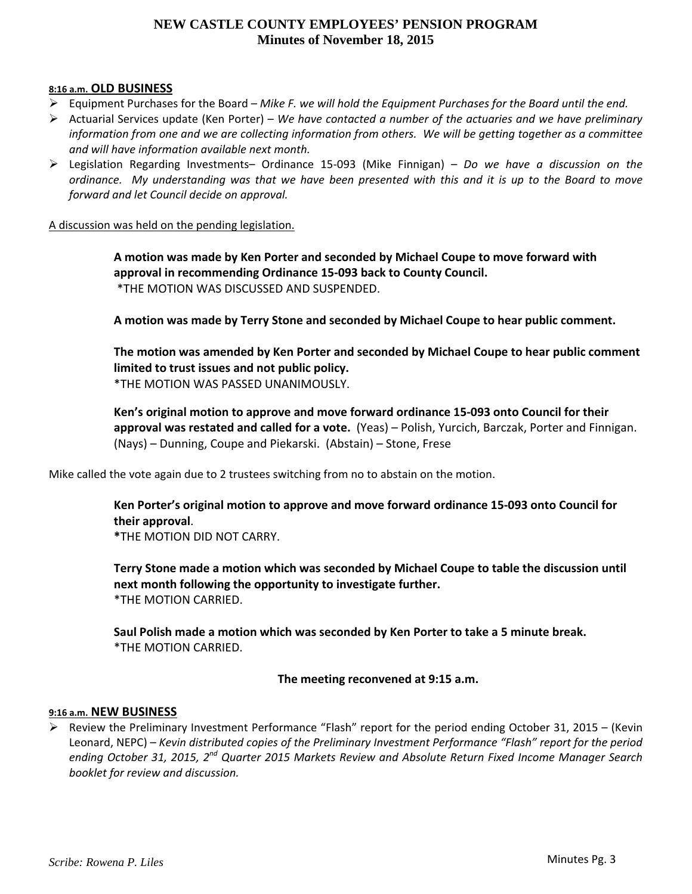**8:16 a.m. OLD BUSINESS**

- Equipment Purchases for the Board – *Mike F. we will hold the Equipment Purchases for the Board until the end.*
- Actuarial Services update (Ken Porter) – *We have contacted a number of the actuaries and we have preliminary information from one and we are collecting information from others. We will be getting together as a committee and will have information available next month.*
- Legislation Regarding Investments– Ordinance 15-093 (Mike Finnigan) – *Do we have a discussion on the ordinance. My understanding was that we have been presented with this and it is up to the Board to move forward and let Council decide on approval.*

A discussion was held on the pending legislation.

> **A motion was made by Ken Porter and seconded by Michael Coupe to move forward with approval in recommending Ordinance 15-093 back to County Council.**
> *THE MOTION WAS DISCUSSED AND SUSPENDED.
>
> **A motion was made by Terry Stone and seconded by Michael Coupe to hear public comment.**
>
> **The motion was amended by Ken Porter and seconded by Michael Coupe to hear public comment limited to trust issues and not public policy.**
> *THE MOTION WAS PASSED UNANIMOUSLY.
>
> **Ken's original motion to approve and move forward ordinance 15-093 onto Council for their approval was restated and called for a vote.** (Yeas) – Polish, Yurcich, Barczak, Porter and Finnigan. (Nays) – Dunning, Coupe and Piekarski. (Abstain) – Stone, Frese

Mike called the vote again due to 2 trustees switching from no to abstain on the motion.

> **Ken Porter's original motion to approve and move forward ordinance 15-093 onto Council for their approval**.
> *THE MOTION DID NOT CARRY.
>
> **Terry Stone made a motion which was seconded by Michael Coupe to table the discussion until next month following the opportunity to investigate further.**
> *THE MOTION CARRIED.
>
> **Saul Polish made a motion which was seconded by Ken Porter to take a 5 minute break.**
> *THE MOTION CARRIED.

**The meeting reconvened at 9:15 a.m.**

**9:16 a.m. NEW BUSINESS**

- Review the Preliminary Investment Performance "Flash" report for the period ending October 31, 2015 – (Kevin Leonard, NEPC) – *Kevin distributed copies of the Preliminary Investment Performance "Flash" report for the period ending October 31, 2015, 2nd Quarter 2015 Markets Review and Absolute Return Fixed Income Manager Search booklet for review and discussion.*

*Scribe: Rowena P. Liles*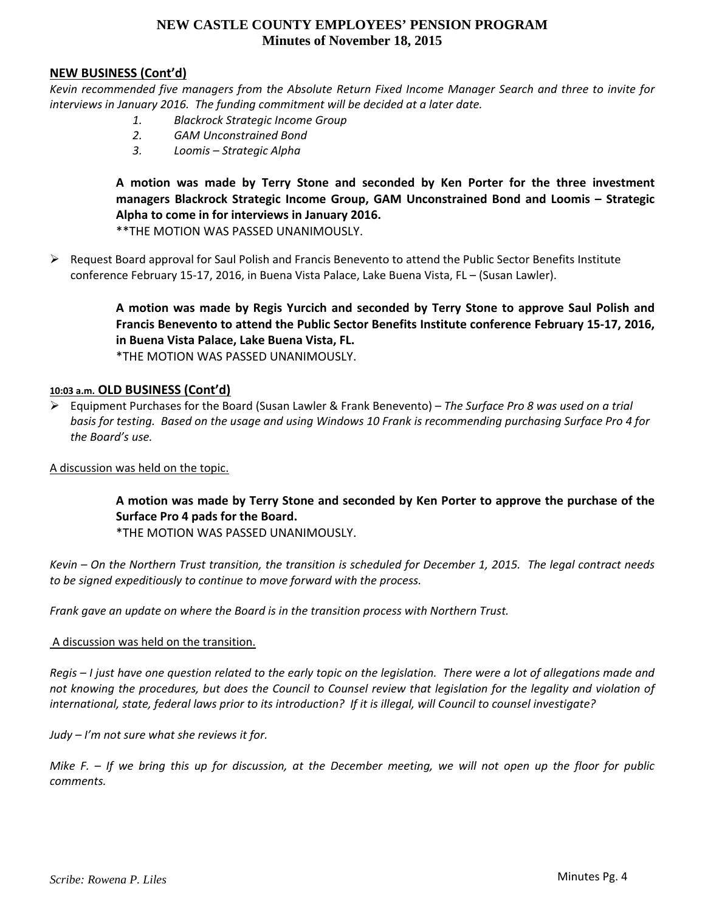**NEW BUSINESS (Cont'd)**

*Kevin recommended five managers from the Absolute Return Fixed Income Manager Search and three to invite for interviews in January 2016. The funding commitment will be decided at a later date.*

1. *Blackrock Strategic Income Group*
2. *GAM Unconstrained Bond*
3. *Loomis – Strategic Alpha*

> **A motion was made by Terry Stone and seconded by Ken Porter for the three investment managers Blackrock Strategic Income Group, GAM Unconstrained Bond and Loomis – Strategic Alpha to come in for interviews in January 2016.**
> **THE MOTION WAS PASSED UNANIMOUSLY.

- Request Board approval for Saul Polish and Francis Benevento to attend the Public Sector Benefits Institute conference February 15-17, 2016, in Buena Vista Palace, Lake Buena Vista, FL – (Susan Lawler).

> **A motion was made by Regis Yurcich and seconded by Terry Stone to approve Saul Polish and Francis Benevento to attend the Public Sector Benefits Institute conference February 15-17, 2016, in Buena Vista Palace, Lake Buena Vista, FL.**
> *THE MOTION WAS PASSED UNANIMOUSLY.

10:03 a.m. **OLD BUSINESS (Cont'd)**

- Equipment Purchases for the Board (Susan Lawler & Frank Benevento) – *The Surface Pro 8 was used on a trial basis for testing. Based on the usage and using Windows 10 Frank is recommending purchasing Surface Pro 4 for the Board's use.*

A discussion was held on the topic.

> **A motion was made by Terry Stone and seconded by Ken Porter to approve the purchase of the Surface Pro 4 pads for the Board.**
> *THE MOTION WAS PASSED UNANIMOUSLY.

*Kevin – On the Northern Trust transition, the transition is scheduled for December 1, 2015. The legal contract needs to be signed expeditiously to continue to move forward with the process.*

*Frank gave an update on where the Board is in the transition process with Northern Trust.*

A discussion was held on the transition.

*Regis – I just have one question related to the early topic on the legislation. There were a lot of allegations made and not knowing the procedures, but does the Council to Counsel review that legislation for the legality and violation of international, state, federal laws prior to its introduction? If it is illegal, will Council to counsel investigate?*

*Judy – I'm not sure what she reviews it for.*

*Mike F. – If we bring this up for discussion, at the December meeting, we will not open up the floor for public comments.*

*Scribe: Rowena P. Liles*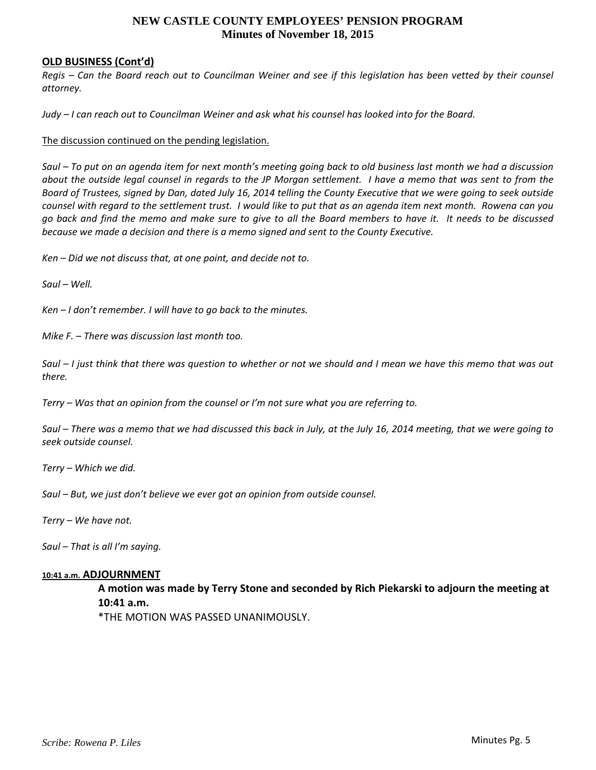**OLD BUSINESS (Cont'd)**

*Regis – Can the Board reach out to Councilman Weiner and see if this legislation has been vetted by their counsel attorney.*

*Judy – I can reach out to Councilman Weiner and ask what his counsel has looked into for the Board.*

The discussion continued on the pending legislation.

*Saul – To put on an agenda item for next month's meeting going back to old business last month we had a discussion about the outside legal counsel in regards to the JP Morgan settlement. I have a memo that was sent to from the Board of Trustees, signed by Dan, dated July 16, 2014 telling the County Executive that we were going to seek outside counsel with regard to the settlement trust. I would like to put that as an agenda item next month. Rowena can you go back and find the memo and make sure to give to all the Board members to have it. It needs to be discussed because we made a decision and there is a memo signed and sent to the County Executive.*

*Ken – Did we not discuss that, at one point, and decide not to.*

*Saul – Well.*

*Ken – I don't remember. I will have to go back to the minutes.*

*Mike F. – There was discussion last month too.*

*Saul – I just think that there was question to whether or not we should and I mean we have this memo that was out there.*

*Terry – Was that an opinion from the counsel or I'm not sure what you are referring to.*

*Saul – There was a memo that we had discussed this back in July, at the July 16, 2014 meeting, that we were going to seek outside counsel.*

*Terry – Which we did.*

*Saul – But, we just don't believe we ever got an opinion from outside counsel.*

*Terry – We have not.*

*Saul – That is all I'm saying.*

**10:41 a.m. ADJOURNMENT**

**A motion was made by Terry Stone and seconded by Rich Piekarski to adjourn the meeting at 10:41 a.m.**

*THE MOTION WAS PASSED UNANIMOUSLY.

*Scribe: Rowena P. Liles*